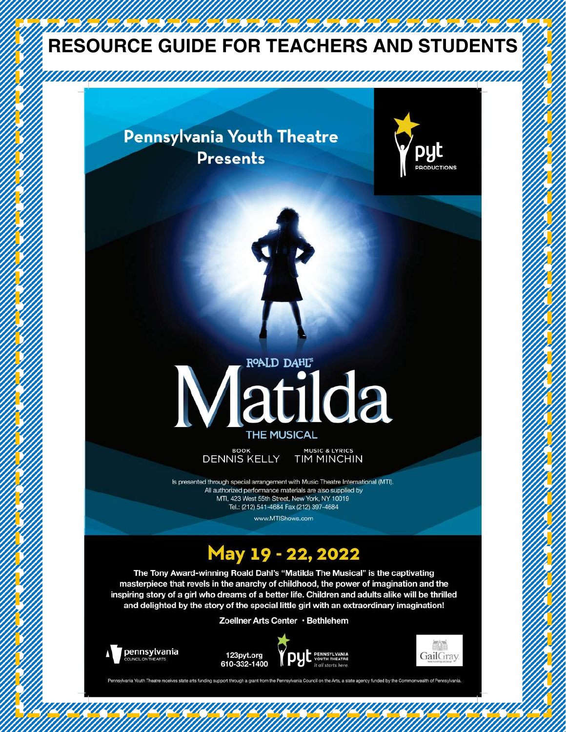# RESOURCE GUIDE FOR TEACHERS AND STUDENTS

## Pennsylvania Youth Theatre Presents

pyt PRODUCTIONS

ROALD DAHL'S

# Matilda

## THE MUSICAL

BOOK DENNIS KELLY

MUSIC & LYRICS TIM MINCHIN

Is presented through special arrangement with Music Theatre International (MTI).
All authorized performance materials are also supplied by
MTI, 423 West 55th Street, New York, NY 10019
Tel.: (212) 541-4684 Fax (212) 397-4684

www.MTIShows.com

## May 19 - 22, 2022

**The Tony Award-winning Roald Dahl's "Matilda The Musical" is the captivating masterpiece that revels in the anarchy of childhood, the power of imagination and the inspiring story of a girl who dreams of a better life. Children and adults alike will be thrilled and delighted by the story of the special little girl with an extraordinary imagination!**

**Zoellner Arts Center · Bethlehem**

pennsylvania COUNCIL ON THE ARTS

123pyt.org
610-332-1400

pyt PENNSYLVANIA YOUTH THEATRE *It all starts here.*

GailGray

Pennsylvania Youth Theatre receives state arts funding support through a grant from the Pennsylvania Council on the Arts, a state agency funded by the Commonwealth of Pennsylvania.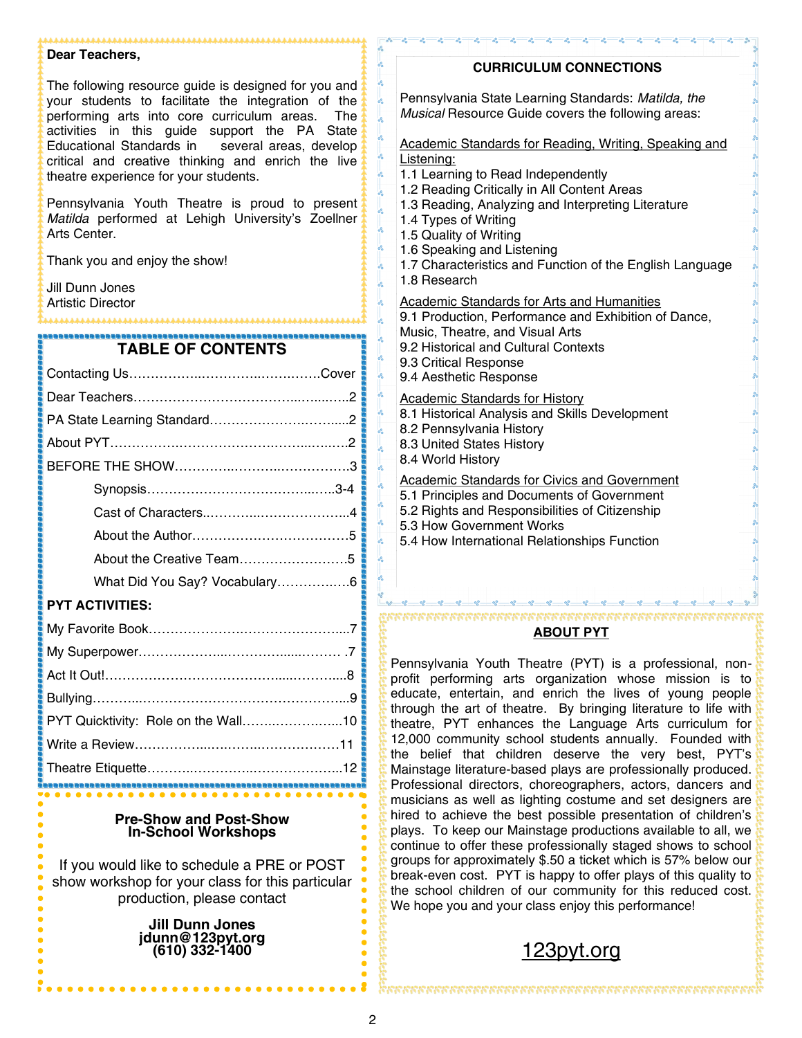**Dear Teachers,**

The following resource guide is designed for you and your students to facilitate the integration of the performing arts into core curriculum areas. The activities in this guide support the PA State Educational Standards in several areas, develop critical and creative thinking and enrich the live theatre experience for your students.

Pennsylvania Youth Theatre is proud to present *Matilda* performed at Lehigh University's Zoellner Arts Center.

Thank you and enjoy the show!

Jill Dunn Jones
Artistic Director

## TABLE OF CONTENTS

- Contacting Us…………………………………………Cover
- Dear Teachers…………………………………………2
- PA State Learning Standard…………………………2
- About PYT………………………………………………2
- BEFORE THE SHOW……………………………………3
  - Synopsis………………………………………3-4
  - Cast of Characters……………………………4
  - About the Author……………………………5
  - About the Creative Team……………………5
  - What Did You Say? Vocabulary……………6

**PYT ACTIVITIES:**

- My Favorite Book………………………………………7
- My Superpower…………………………………………7
- Act It Out!………………………………………………8
- Bullying…………………………………………………9
- PYT Quicktivity: Role on the Wall…………………10
- Write a Review…………………………………………11
- Theatre Etiquette………………………………………12

**Pre-Show and Post-Show In-School Workshops**

If you would like to schedule a PRE or POST show workshop for your class for this particular production, please contact

**Jill Dunn Jones**
**jdunn@123pyt.org**
**(610) 332-1400**

## CURRICULUM CONNECTIONS

Pennsylvania State Learning Standards: *Matilda, the Musical* Resource Guide covers the following areas:

Academic Standards for Reading, Writing, Speaking and Listening:
1.1 Learning to Read Independently
1.2 Reading Critically in All Content Areas
1.3 Reading, Analyzing and Interpreting Literature
1.4 Types of Writing
1.5 Quality of Writing
1.6 Speaking and Listening
1.7 Characteristics and Function of the English Language
1.8 Research

Academic Standards for Arts and Humanities
9.1 Production, Performance and Exhibition of Dance, Music, Theatre, and Visual Arts
9.2 Historical and Cultural Contexts
9.3 Critical Response
9.4 Aesthetic Response

Academic Standards for History
8.1 Historical Analysis and Skills Development
8.2 Pennsylvania History
8.3 United States History
8.4 World History

Academic Standards for Civics and Government
5.1 Principles and Documents of Government
5.2 Rights and Responsibilities of Citizenship
5.3 How Government Works
5.4 How International Relationships Function

## ABOUT PYT

Pennsylvania Youth Theatre (PYT) is a professional, non-profit performing arts organization whose mission is to educate, entertain, and enrich the lives of young people through the art of theatre. By bringing literature to life with theatre, PYT enhances the Language Arts curriculum for 12,000 community school students annually. Founded with the belief that children deserve the very best, PYT's Mainstage literature-based plays are professionally produced. Professional directors, choreographers, actors, dancers and musicians as well as lighting costume and set designers are hired to achieve the best possible presentation of children's plays. To keep our Mainstage productions available to all, we continue to offer these professionally staged shows to school groups for approximately $.50 a ticket which is 57% below our break-even cost. PYT is happy to offer plays of this quality to the school children of our community for this reduced cost. We hope you and your class enjoy this performance!

123pyt.org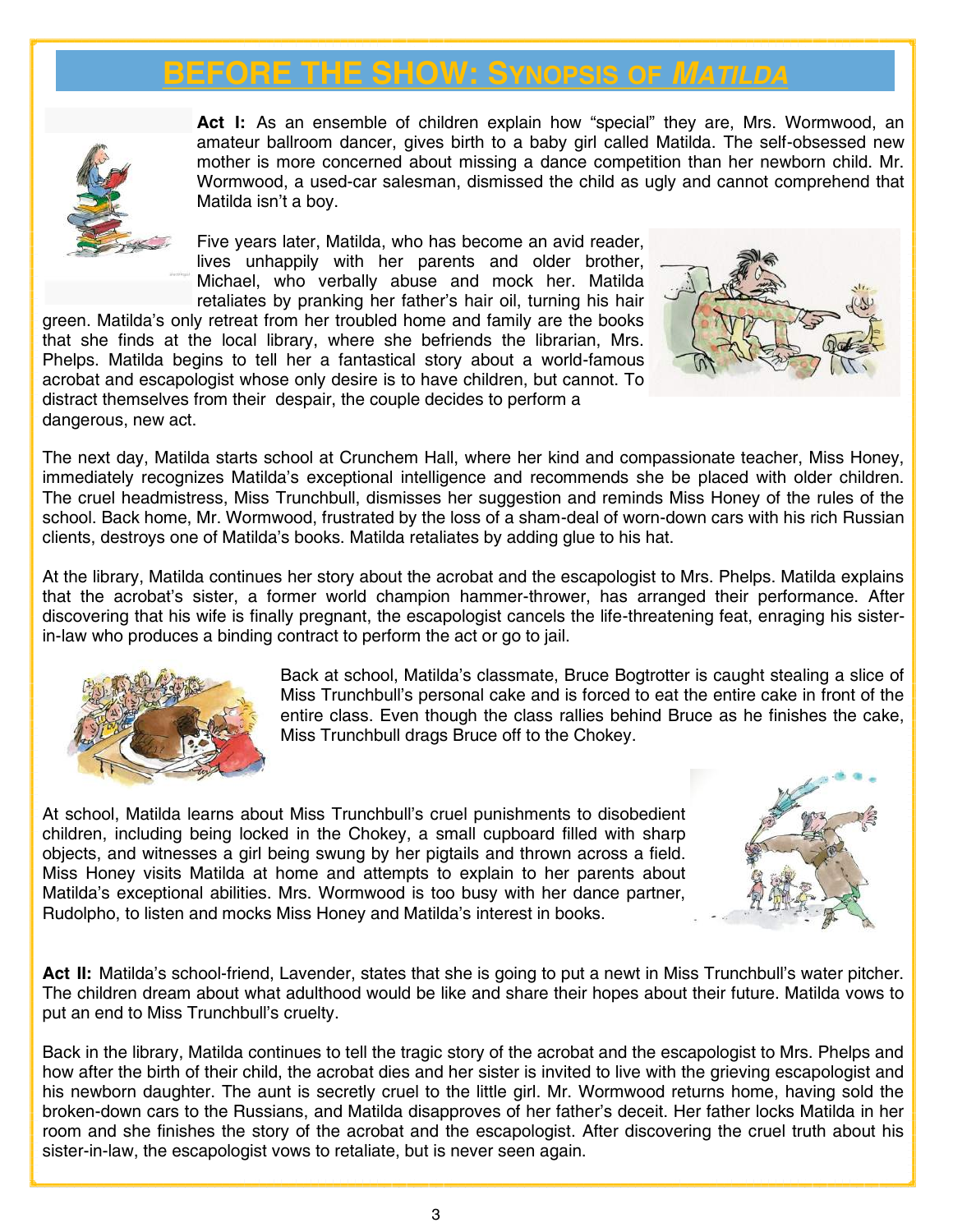# BEFORE THE SHOW: SYNOPSIS OF *MATILDA*

**Act I:** As an ensemble of children explain how "special" they are, Mrs. Wormwood, an amateur ballroom dancer, gives birth to a baby girl called Matilda. The self-obsessed new mother is more concerned about missing a dance competition than her newborn child. Mr. Wormwood, a used-car salesman, dismissed the child as ugly and cannot comprehend that Matilda isn't a boy.

Five years later, Matilda, who has become an avid reader, lives unhappily with her parents and older brother, Michael, who verbally abuse and mock her. Matilda retaliates by pranking her father's hair oil, turning his hair green. Matilda's only retreat from her troubled home and family are the books that she finds at the local library, where she befriends the librarian, Mrs. Phelps. Matilda begins to tell her a fantastical story about a world-famous acrobat and escapologist whose only desire is to have children, but cannot. To distract themselves from their despair, the couple decides to perform a dangerous, new act.

The next day, Matilda starts school at Crunchem Hall, where her kind and compassionate teacher, Miss Honey, immediately recognizes Matilda's exceptional intelligence and recommends she be placed with older children. The cruel headmistress, Miss Trunchbull, dismisses her suggestion and reminds Miss Honey of the rules of the school. Back home, Mr. Wormwood, frustrated by the loss of a sham-deal of worn-down cars with his rich Russian clients, destroys one of Matilda's books. Matilda retaliates by adding glue to his hat.

At the library, Matilda continues her story about the acrobat and the escapologist to Mrs. Phelps. Matilda explains that the acrobat's sister, a former world champion hammer-thrower, has arranged their performance. After discovering that his wife is finally pregnant, the escapologist cancels the life-threatening feat, enraging his sister-in-law who produces a binding contract to perform the act or go to jail.

Back at school, Matilda's classmate, Bruce Bogtrotter is caught stealing a slice of Miss Trunchbull's personal cake and is forced to eat the entire cake in front of the entire class. Even though the class rallies behind Bruce as he finishes the cake, Miss Trunchbull drags Bruce off to the Chokey.

At school, Matilda learns about Miss Trunchbull's cruel punishments to disobedient children, including being locked in the Chokey, a small cupboard filled with sharp objects, and witnesses a girl being swung by her pigtails and thrown across a field. Miss Honey visits Matilda at home and attempts to explain to her parents about Matilda's exceptional abilities. Mrs. Wormwood is too busy with her dance partner, Rudolpho, to listen and mocks Miss Honey and Matilda's interest in books.

**Act II:** Matilda's school-friend, Lavender, states that she is going to put a newt in Miss Trunchbull's water pitcher. The children dream about what adulthood would be like and share their hopes about their future. Matilda vows to put an end to Miss Trunchbull's cruelty.

Back in the library, Matilda continues to tell the tragic story of the acrobat and the escapologist to Mrs. Phelps and how after the birth of their child, the acrobat dies and her sister is invited to live with the grieving escapologist and his newborn daughter. The aunt is secretly cruel to the little girl. Mr. Wormwood returns home, having sold the broken-down cars to the Russians, and Matilda disapproves of her father's deceit. Her father locks Matilda in her room and she finishes the story of the acrobat and the escapologist. After discovering the cruel truth about his sister-in-law, the escapologist vows to retaliate, but is never seen again.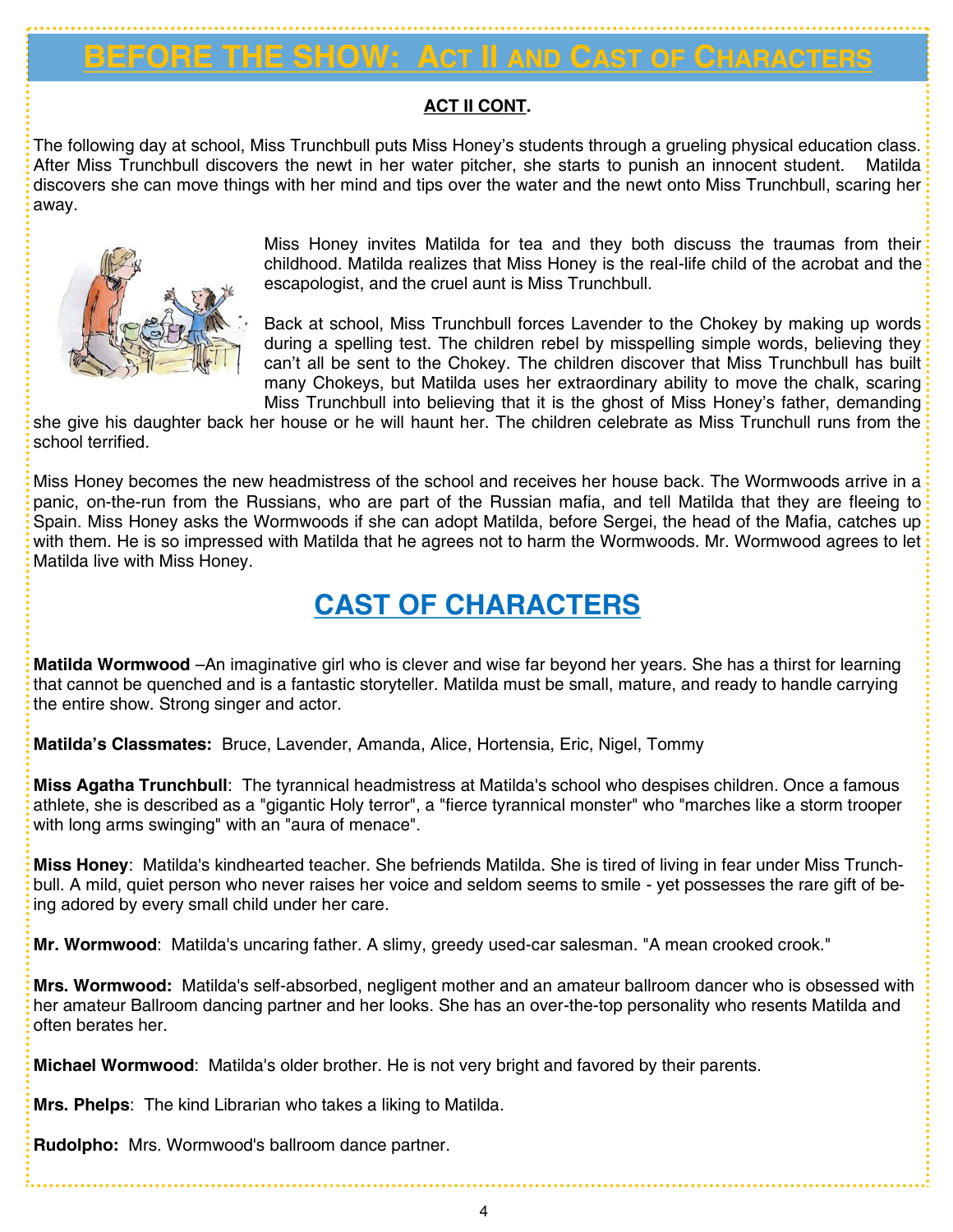# BEFORE THE SHOW: ACT II AND CAST OF CHARACTERS

**ACT II CONT.**

The following day at school, Miss Trunchbull puts Miss Honey's students through a grueling physical education class. After Miss Trunchbull discovers the newt in her water pitcher, she starts to punish an innocent student. Matilda discovers she can move things with her mind and tips over the water and the newt onto Miss Trunchbull, scaring her away.

Miss Honey invites Matilda for tea and they both discuss the traumas from their childhood. Matilda realizes that Miss Honey is the real-life child of the acrobat and the escapologist, and the cruel aunt is Miss Trunchbull.

Back at school, Miss Trunchbull forces Lavender to the Chokey by making up words during a spelling test. The children rebel by misspelling simple words, believing they can't all be sent to the Chokey. The children discover that Miss Trunchbull has built many Chokeys, but Matilda uses her extraordinary ability to move the chalk, scaring Miss Trunchbull into believing that it is the ghost of Miss Honey's father, demanding she give his daughter back her house or he will haunt her. The children celebrate as Miss Trunchull runs from the school terrified.

Miss Honey becomes the new headmistress of the school and receives her house back. The Wormwoods arrive in a panic, on-the-run from the Russians, who are part of the Russian mafia, and tell Matilda that they are fleeing to Spain. Miss Honey asks the Wormwoods if she can adopt Matilda, before Sergei, the head of the Mafia, catches up with them. He is so impressed with Matilda that he agrees not to harm the Wormwoods. Mr. Wormwood agrees to let Matilda live with Miss Honey.

## CAST OF CHARACTERS

**Matilda Wormwood** –An imaginative girl who is clever and wise far beyond her years. She has a thirst for learning that cannot be quenched and is a fantastic storyteller. Matilda must be small, mature, and ready to handle carrying the entire show. Strong singer and actor.

**Matilda's Classmates:** Bruce, Lavender, Amanda, Alice, Hortensia, Eric, Nigel, Tommy

**Miss Agatha Trunchbull**: The tyrannical headmistress at Matilda's school who despises children. Once a famous athlete, she is described as a "gigantic Holy terror", a "fierce tyrannical monster" who "marches like a storm trooper with long arms swinging" with an "aura of menace".

**Miss Honey**: Matilda's kindhearted teacher. She befriends Matilda. She is tired of living in fear under Miss Trunchbull. A mild, quiet person who never raises her voice and seldom seems to smile - yet possesses the rare gift of being adored by every small child under her care.

**Mr. Wormwood**: Matilda's uncaring father. A slimy, greedy used-car salesman. "A mean crooked crook."

**Mrs. Wormwood:** Matilda's self-absorbed, negligent mother and an amateur ballroom dancer who is obsessed with her amateur Ballroom dancing partner and her looks. She has an over-the-top personality who resents Matilda and often berates her.

**Michael Wormwood**: Matilda's older brother. He is not very bright and favored by their parents.

**Mrs. Phelps**: The kind Librarian who takes a liking to Matilda.

**Rudolpho:** Mrs. Wormwood's ballroom dance partner.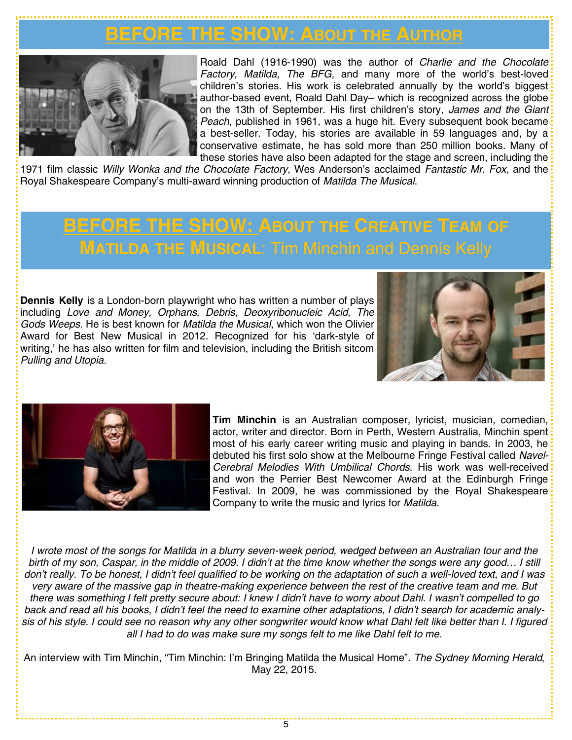# BEFORE THE SHOW: ABOUT THE AUTHOR

Roald Dahl (1916-1990) was the author of *Charlie and the Chocolate Factory, Matilda, The BFG,* and many more of the world's best-loved children's stories. His work is celebrated annually by the world's biggest author-based event, Roald Dahl Day– which is recognized across the globe on the 13th of September. His first children's story, *James and the Giant Peach*, published in 1961, was a huge hit. Every subsequent book became a best-seller. Today, his stories are available in 59 languages and, by a conservative estimate, he has sold more than 250 million books. Many of these stories have also been adapted for the stage and screen, including the 1971 film classic *Willy Wonka and the Chocolate Factory*, Wes Anderson's acclaimed *Fantastic Mr. Fox,* and the Royal Shakespeare Company's multi-award winning production of *Matilda The Musical*.

# BEFORE THE SHOW: ABOUT THE CREATIVE TEAM OF MATILDA THE MUSICAL: Tim Minchin and Dennis Kelly

**Dennis Kelly** is a London-born playwright who has written a number of plays including *Love and Money, Orphans, Debris, Deoxyribonucleic Acid, The Gods Weeps.* He is best known for *Matilda the Musical*, which won the Olivier Award for Best New Musical in 2012. Recognized for his 'dark-style of writing,' he has also written for film and television, including the British sitcom *Pulling and Utopia.*

**Tim Minchin** is an Australian composer, lyricist, musician, comedian, actor, writer and director. Born in Perth, Western Australia, Minchin spent most of his early career writing music and playing in bands. In 2003, he debuted his first solo show at the Melbourne Fringe Festival called *Navel-Cerebral Melodies With Umbilical Chords.* His work was well-received and won the Perrier Best Newcomer Award at the Edinburgh Fringe Festival. In 2009, he was commissioned by the Royal Shakespeare Company to write the music and lyrics for *Matilda*.

*I wrote most of the songs for Matilda in a blurry seven-week period, wedged between an Australian tour and the birth of my son, Caspar, in the middle of 2009. I didn't at the time know whether the songs were any good… I still don't really. To be honest, I didn't feel qualified to be working on the adaptation of such a well-loved text, and I was very aware of the massive gap in theatre-making experience between the rest of the creative team and me. But there was something I felt pretty secure about: I knew I didn't have to worry about Dahl. I wasn't compelled to go back and read all his books, I didn't feel the need to examine other adaptations, I didn't search for academic analysis of his style. I could see no reason why any other songwriter would know what Dahl felt like better than I. I figured all I had to do was make sure my songs felt to me like Dahl felt to me.*

An interview with Tim Minchin, "Tim Minchin: I'm Bringing Matilda the Musical Home". *The Sydney Morning Herald*, May 22, 2015.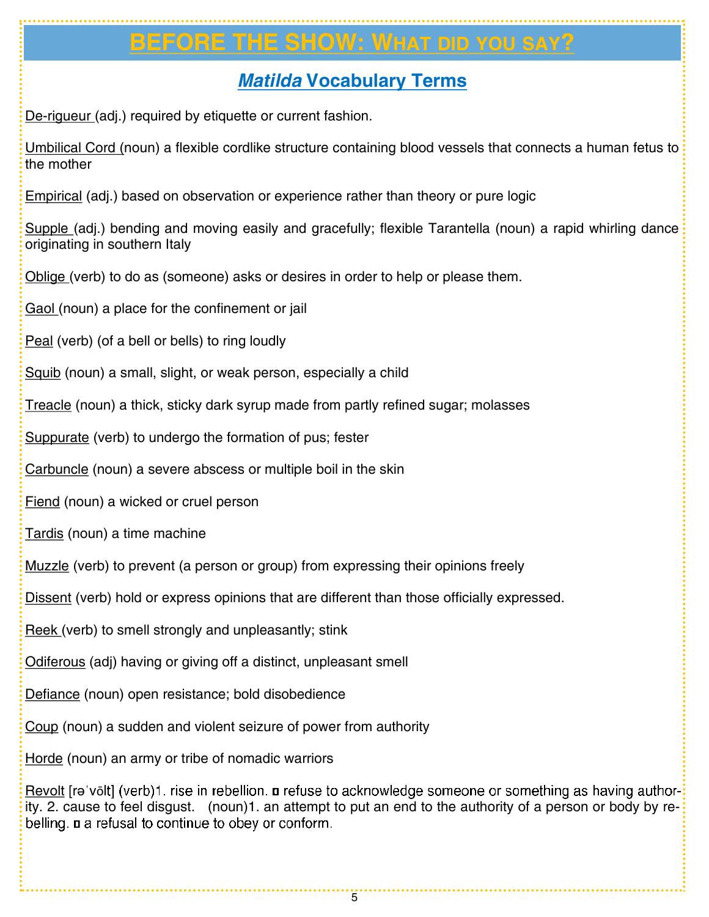# BEFORE THE SHOW: What did you say?

## *Matilda* Vocabulary Terms

De-rigueur (adj.) required by etiquette or current fashion.

Umbilical Cord (noun) a flexible cordlike structure containing blood vessels that connects a human fetus to the mother

Empirical (adj.) based on observation or experience rather than theory or pure logic

Supple (adj.) bending and moving easily and gracefully; flexible Tarantella (noun) a rapid whirling dance originating in southern Italy

Oblige (verb) to do as (someone) asks or desires in order to help or please them.

Gaol (noun) a place for the confinement or jail

Peal (verb) (of a bell or bells) to ring loudly

Squib (noun) a small, slight, or weak person, especially a child

Treacle (noun) a thick, sticky dark syrup made from partly refined sugar; molasses

Suppurate (verb) to undergo the formation of pus; fester

Carbuncle (noun) a severe abscess or multiple boil in the skin

Fiend (noun) a wicked or cruel person

Tardis (noun) a time machine

Muzzle (verb) to prevent (a person or group) from expressing their opinions freely

Dissent (verb) hold or express opinions that are different than those officially expressed.

Reek (verb) to smell strongly and unpleasantly; stink

Odiferous (adj) having or giving off a distinct, unpleasant smell

Defiance (noun) open resistance; bold disobedience

Coup (noun) a sudden and violent seizure of power from authority

Horde (noun) an army or tribe of nomadic warriors

Revolt [rəˈvōlt] (verb)1. rise in rebellion. ¤ refuse to acknowledge someone or something as having authority. 2. cause to feel disgust. (noun)1. an attempt to put an end to the authority of a person or body by rebelling. ¤ a refusal to continue to obey or conform.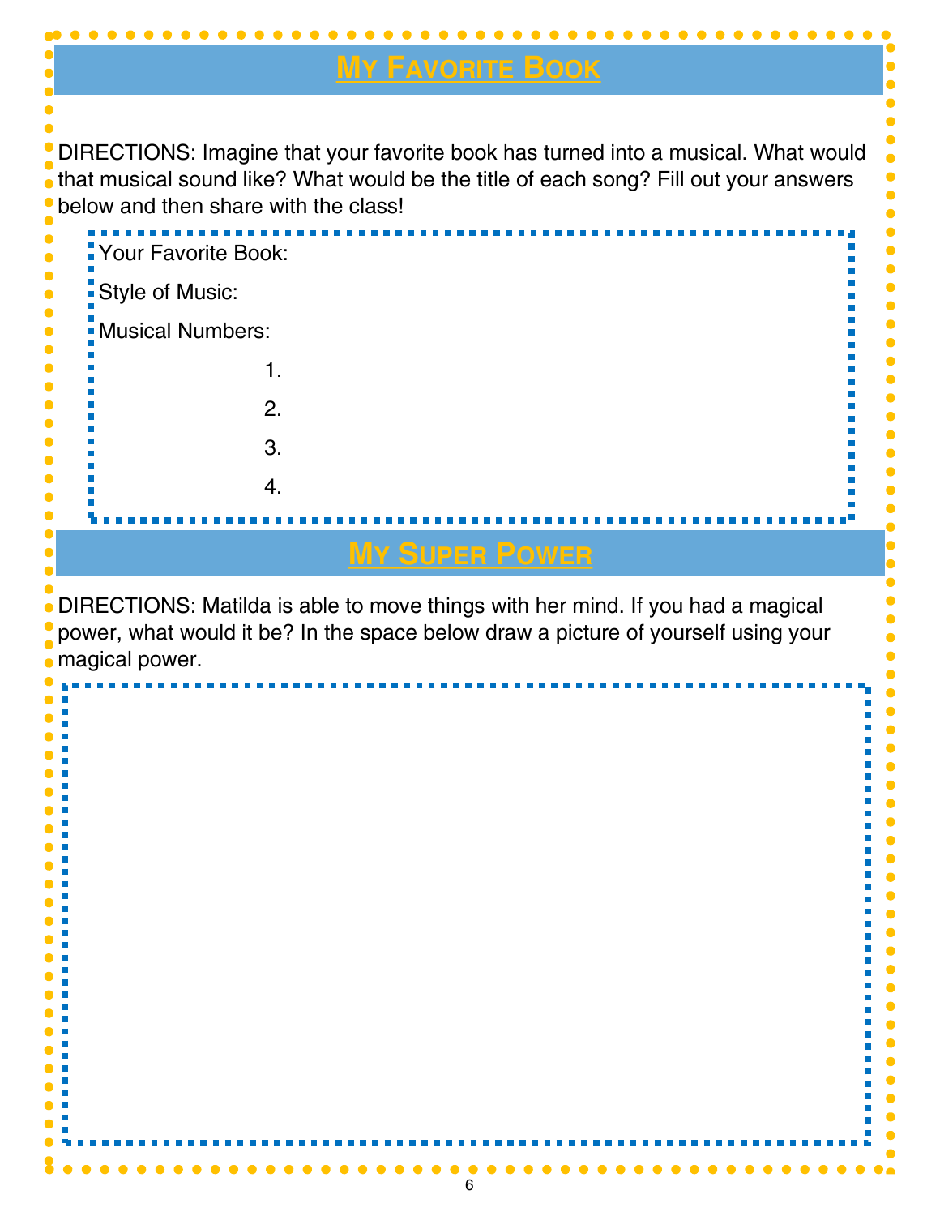## My Favorite Book

DIRECTIONS: Imagine that your favorite book has turned into a musical. What would that musical sound like? What would be the title of each song? Fill out your answers below and then share with the class!

Your Favorite Book:

Style of Music:

Musical Numbers:

1. 
2. 
3. 
4. 

## My Super Power

DIRECTIONS: Matilda is able to move things with her mind. If you had a magical power, what would it be? In the space below draw a picture of yourself using your magical power.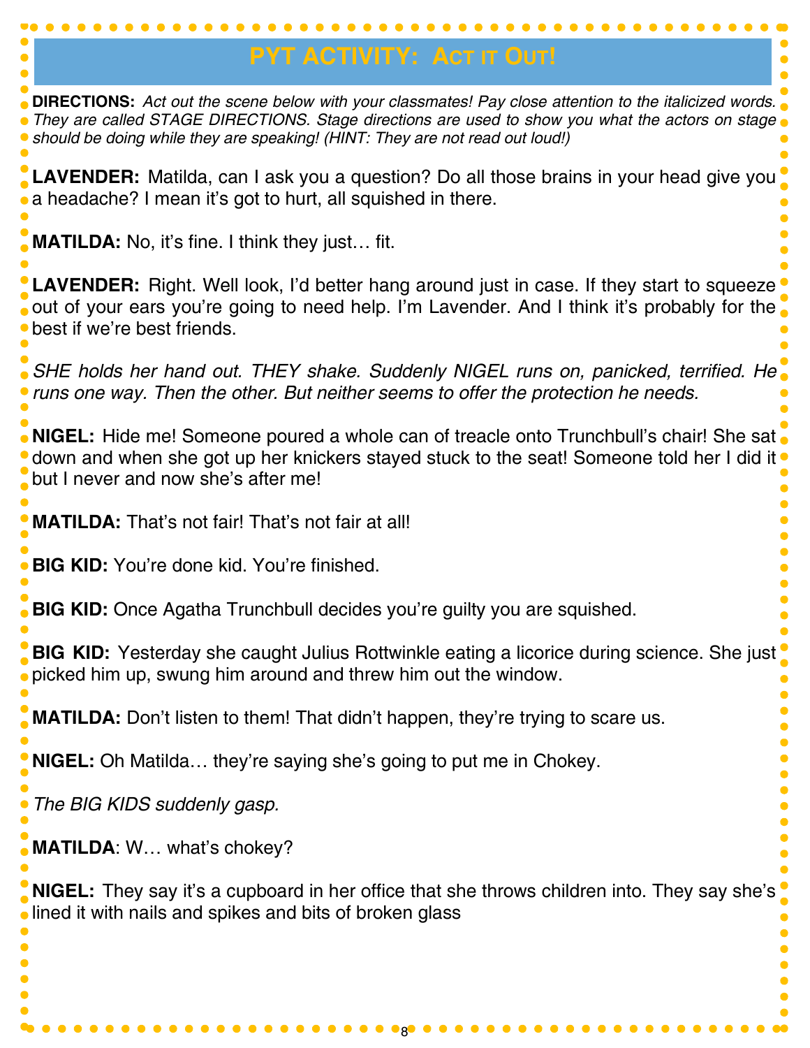# PYT ACTIVITY: Act it Out!

**DIRECTIONS:** *Act out the scene below with your classmates! Pay close attention to the italicized words. They are called STAGE DIRECTIONS. Stage directions are used to show you what the actors on stage should be doing while they are speaking! (HINT: They are not read out loud!)*

**LAVENDER:** Matilda, can I ask you a question? Do all those brains in your head give you a headache? I mean it's got to hurt, all squished in there.

**MATILDA:** No, it's fine. I think they just… fit.

**LAVENDER:** Right. Well look, I'd better hang around just in case. If they start to squeeze out of your ears you're going to need help. I'm Lavender. And I think it's probably for the best if we're best friends.

*SHE holds her hand out. THEY shake. Suddenly NIGEL runs on, panicked, terrified. He runs one way. Then the other. But neither seems to offer the protection he needs.*

**NIGEL:** Hide me! Someone poured a whole can of treacle onto Trunchbull's chair! She sat down and when she got up her knickers stayed stuck to the seat! Someone told her I did it but I never and now she's after me!

**MATILDA:** That's not fair! That's not fair at all!

**BIG KID:** You're done kid. You're finished.

**BIG KID:** Once Agatha Trunchbull decides you're guilty you are squished.

**BIG KID:** Yesterday she caught Julius Rottwinkle eating a licorice during science. She just picked him up, swung him around and threw him out the window.

**MATILDA:** Don't listen to them! That didn't happen, they're trying to scare us.

**NIGEL:** Oh Matilda… they're saying she's going to put me in Chokey.

*The BIG KIDS suddenly gasp.*

**MATILDA**: W… what's chokey?

**NIGEL:** They say it's a cupboard in her office that she throws children into. They say she's lined it with nails and spikes and bits of broken glass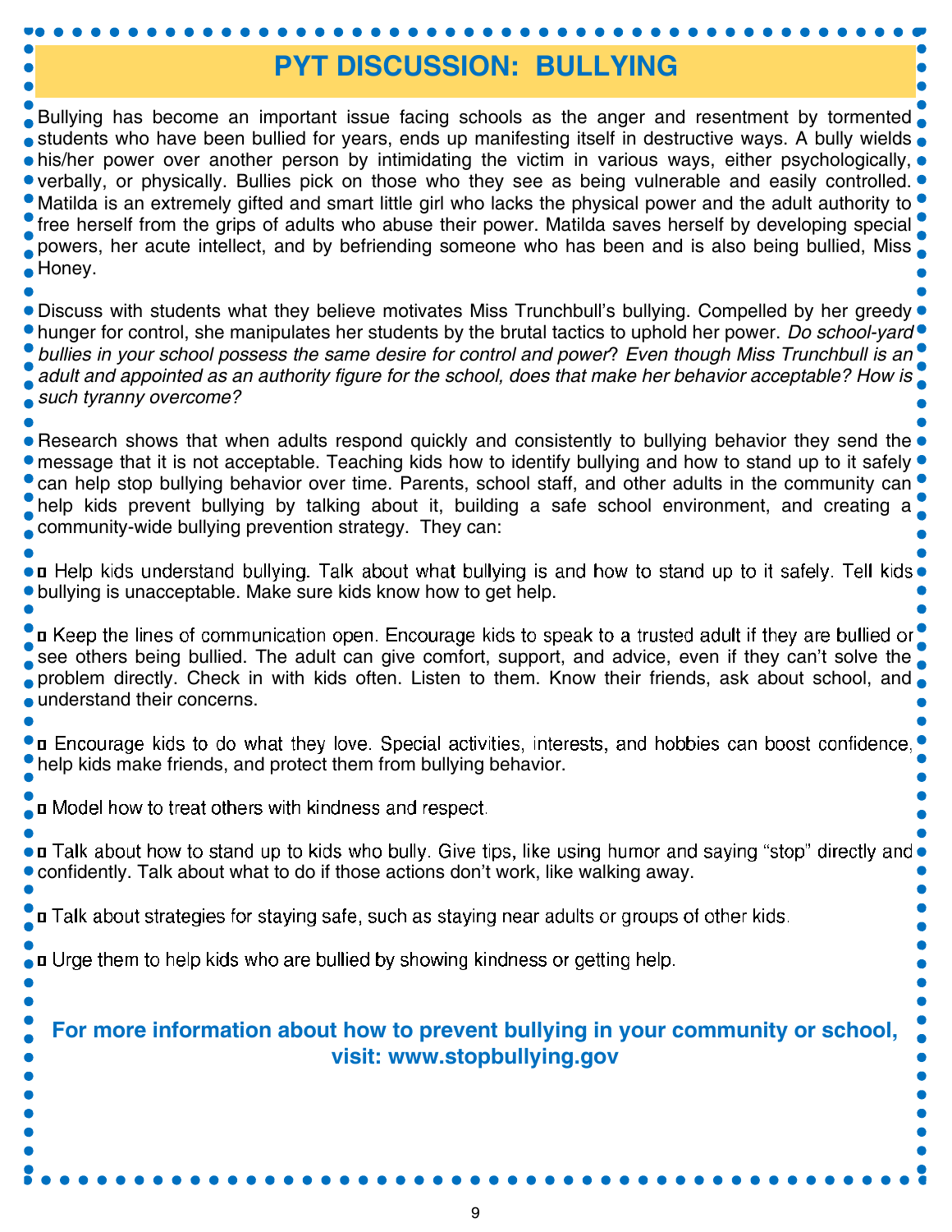# PYT DISCUSSION: BULLYING

Bullying has become an important issue facing schools as the anger and resentment by tormented students who have been bullied for years, ends up manifesting itself in destructive ways. A bully wields his/her power over another person by intimidating the victim in various ways, either psychologically, verbally, or physically. Bullies pick on those who they see as being vulnerable and easily controlled. Matilda is an extremely gifted and smart little girl who lacks the physical power and the adult authority to free herself from the grips of adults who abuse their power. Matilda saves herself by developing special powers, her acute intellect, and by befriending someone who has been and is also being bullied, Miss Honey.

Discuss with students what they believe motivates Miss Trunchbull's bullying. Compelled by her greedy hunger for control, she manipulates her students by the brutal tactics to uphold her power. *Do school-yard bullies in your school possess the same desire for control and power? Even though Miss Trunchbull is an adult and appointed as an authority figure for the school, does that make her behavior acceptable? How is such tyranny overcome?*

Research shows that when adults respond quickly and consistently to bullying behavior they send the message that it is not acceptable. Teaching kids how to identify bullying and how to stand up to it safely can help stop bullying behavior over time. Parents, school staff, and other adults in the community can help kids prevent bullying by talking about it, building a safe school environment, and creating a community-wide bullying prevention strategy. They can:

- Help kids understand bullying. Talk about what bullying is and how to stand up to it safely. Tell kids bullying is unacceptable. Make sure kids know how to get help.

- Keep the lines of communication open. Encourage kids to speak to a trusted adult if they are bullied or see others being bullied. The adult can give comfort, support, and advice, even if they can't solve the problem directly. Check in with kids often. Listen to them. Know their friends, ask about school, and understand their concerns.

- Encourage kids to do what they love. Special activities, interests, and hobbies can boost confidence, help kids make friends, and protect them from bullying behavior.

- Model how to treat others with kindness and respect.

- Talk about how to stand up to kids who bully. Give tips, like using humor and saying "stop" directly and confidently. Talk about what to do if those actions don't work, like walking away.

- Talk about strategies for staying safe, such as staying near adults or groups of other kids.

- Urge them to help kids who are bullied by showing kindness or getting help.

**For more information about how to prevent bullying in your community or school, visit: www.stopbullying.gov**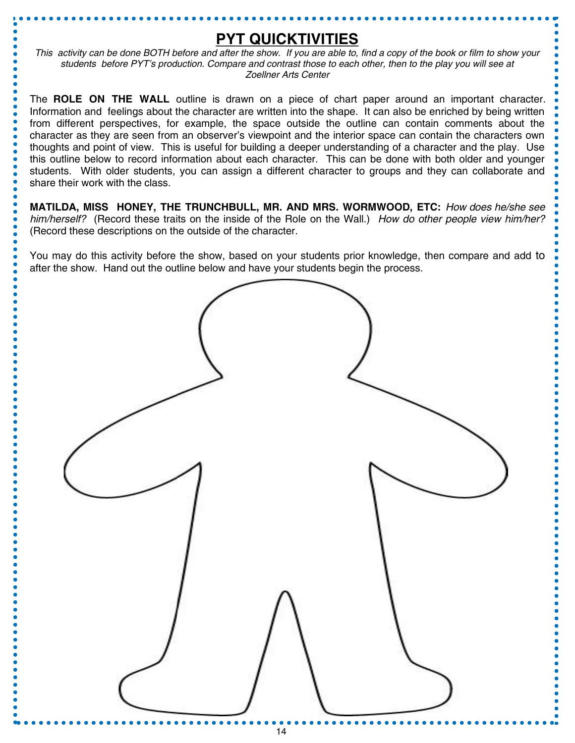# PYT QUICKTIVITIES

*This activity can be done BOTH before and after the show. If you are able to, find a copy of the book or film to show your students before PYT's production. Compare and contrast those to each other, then to the play you will see at Zoellner Arts Center*

The **ROLE ON THE WALL** outline is drawn on a piece of chart paper around an important character. Information and feelings about the character are written into the shape. It can also be enriched by being written from different perspectives, for example, the space outside the outline can contain comments about the character as they are seen from an observer's viewpoint and the interior space can contain the characters own thoughts and point of view. This is useful for building a deeper understanding of a character and the play. Use this outline below to record information about each character. This can be done with both older and younger students. With older students, you can assign a different character to groups and they can collaborate and share their work with the class.

**MATILDA, MISS HONEY, THE TRUNCHBULL, MR. AND MRS. WORMWOOD, ETC:** *How does he/she see him/herself?* (Record these traits on the inside of the Role on the Wall.) *How do other people view him/her?* (Record these descriptions on the outside of the character.

You may do this activity before the show, based on your students prior knowledge, then compare and add to after the show. Hand out the outline below and have your students begin the process.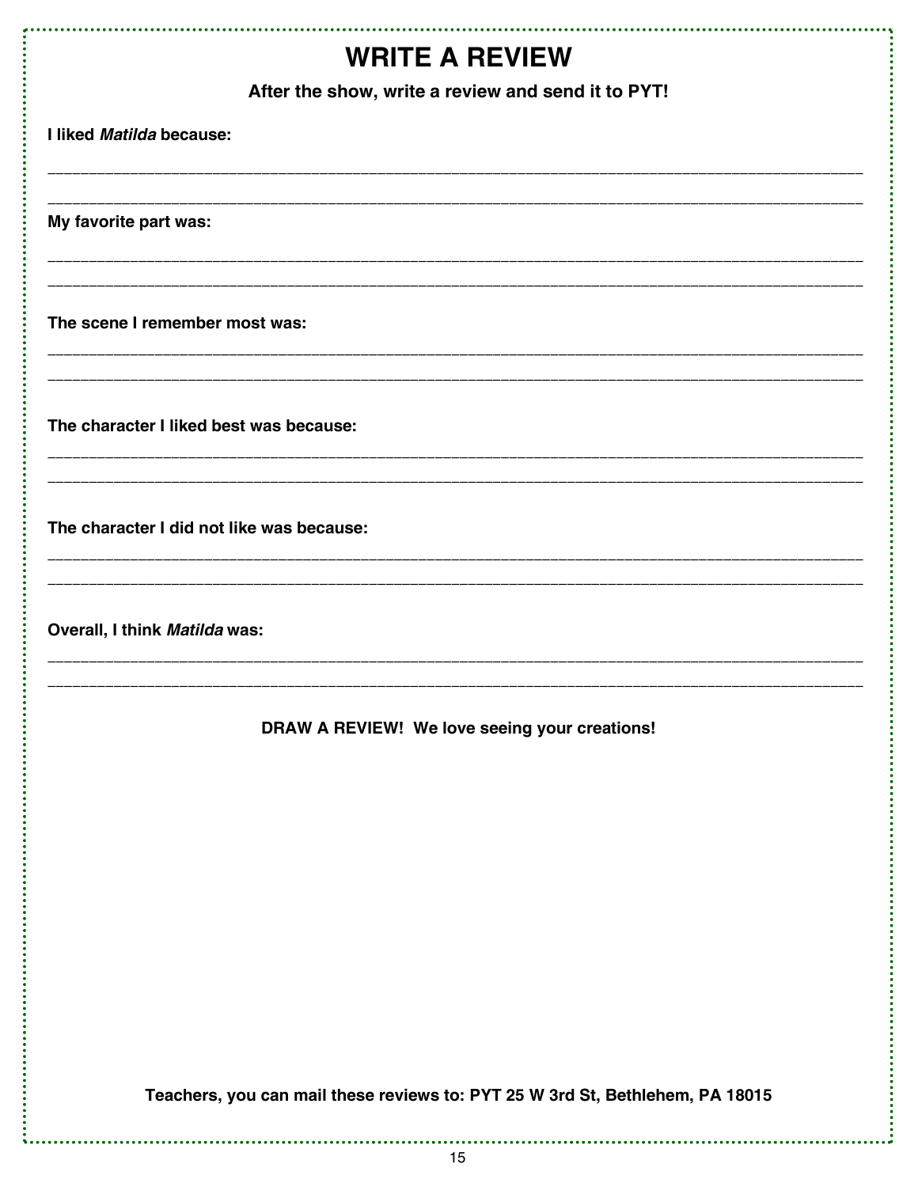# WRITE A REVIEW

**After the show, write a review and send it to PYT!**

**I liked *Matilda* because:**

___________________________________________________________________________

___________________________________________________________________________

**My favorite part was:**

___________________________________________________________________________

___________________________________________________________________________

**The scene I remember most was:**

___________________________________________________________________________

___________________________________________________________________________

**The character I liked best was because:**

___________________________________________________________________________

___________________________________________________________________________

**The character I did not like was because:**

___________________________________________________________________________

___________________________________________________________________________

**Overall, I think *Matilda* was:**

___________________________________________________________________________

___________________________________________________________________________

**DRAW A REVIEW! We love seeing your creations!**

**Teachers, you can mail these reviews to: PYT 25 W 3rd St, Bethlehem, PA 18015**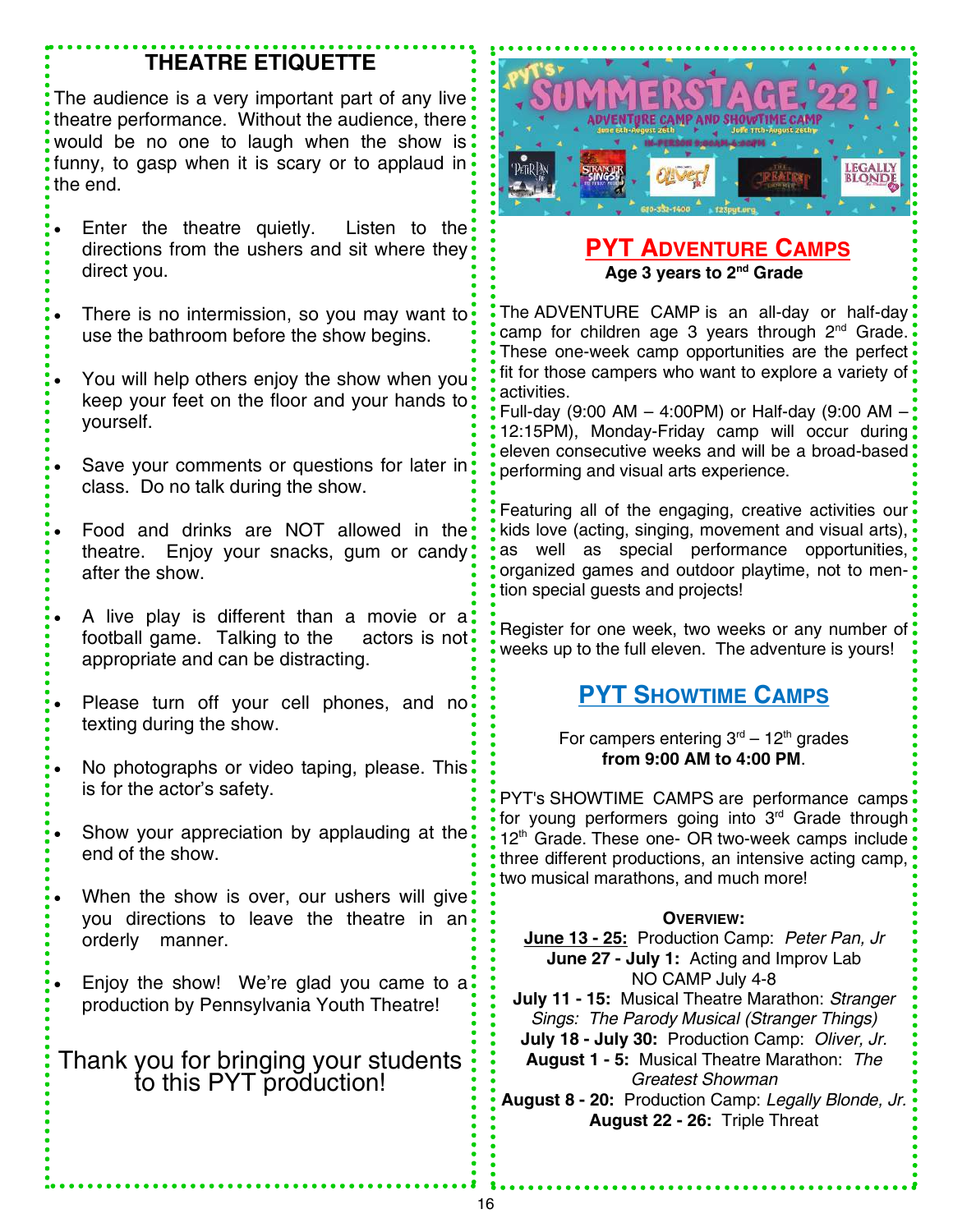## THEATRE ETIQUETTE

The audience is a very important part of any live theatre performance. Without the audience, there would be no one to laugh when the show is funny, to gasp when it is scary or to applaud in the end.

- Enter the theatre quietly. Listen to the directions from the ushers and sit where they direct you.
- There is no intermission, so you may want to use the bathroom before the show begins.
- You will help others enjoy the show when you keep your feet on the floor and your hands to yourself.
- Save your comments or questions for later in class. Do no talk during the show.
- Food and drinks are NOT allowed in the theatre. Enjoy your snacks, gum or candy after the show.
- A live play is different than a movie or a football game. Talking to the actors is not appropriate and can be distracting.
- Please turn off your cell phones, and no texting during the show.
- No photographs or video taping, please. This is for the actor's safety.
- Show your appreciation by applauding at the end of the show.
- When the show is over, our ushers will give you directions to leave the theatre in an orderly manner.
- Enjoy the show! We're glad you came to a production by Pennsylvania Youth Theatre!

Thank you for bringing your students to this PYT production!

PYT's SUMMERSTAGE '22!

ADVENTURE CAMP AND SHOWTIME CAMP

June 6th-August 26th | June 13th-August 26th

IN-PERSON 9:00AM-4:00PM

610-332-1400 | 123pyt.org

## PYT ADVENTURE CAMPS

**Age 3 years to 2nd Grade**

The ADVENTURE CAMP is an all-day or half-day camp for children age 3 years through 2nd Grade. These one-week camp opportunities are the perfect fit for those campers who want to explore a variety of activities.

Full-day (9:00 AM – 4:00PM) or Half-day (9:00 AM – 12:15PM), Monday-Friday camp will occur during eleven consecutive weeks and will be a broad-based performing and visual arts experience.

Featuring all of the engaging, creative activities our kids love (acting, singing, movement and visual arts), as well as special performance opportunities, organized games and outdoor playtime, not to mention special guests and projects!

Register for one week, two weeks or any number of weeks up to the full eleven. The adventure is yours!

## PYT SHOWTIME CAMPS

For campers entering 3rd – 12th grades
**from 9:00 AM to 4:00 PM**.

PYT's SHOWTIME CAMPS are performance camps for young performers going into 3rd Grade through 12th Grade. These one- OR two-week camps include three different productions, an intensive acting camp, two musical marathons, and much more!

**OVERVIEW:**

**June 13 - 25:** Production Camp: *Peter Pan, Jr*
**June 27 - July 1:** Acting and Improv Lab
NO CAMP July 4-8
**July 11 - 15:** Musical Theatre Marathon: *Stranger Sings: The Parody Musical (Stranger Things)*
**July 18 - July 30:** Production Camp: *Oliver, Jr.*
**August 1 - 5:** Musical Theatre Marathon: *The Greatest Showman*
**August 8 - 20:** Production Camp: *Legally Blonde, Jr.*
**August 22 - 26:** Triple Threat